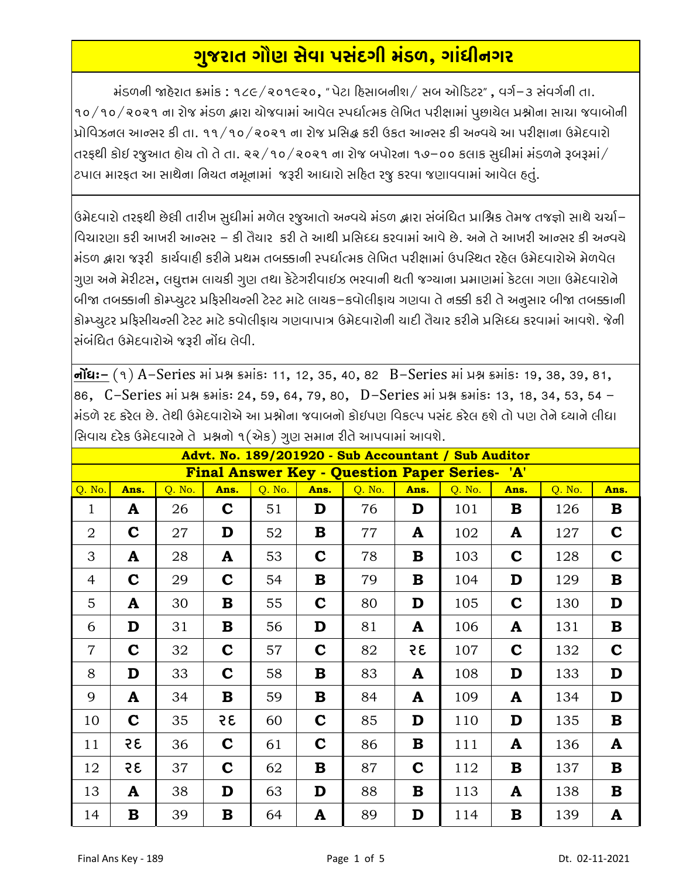# ગુજરાત ગૌણ સેવા પસંદગી મંડળ, ગાંધીનગર

મંડળની જાહેરાત ક્રમાંક : ૧૮૯/૨૦૧૯૨૦, "પેટા હિસાબનીશ/ સબ ઓડિટર" , વર્ગ-૩ સંવર્ગની તા. ૧૦/૧૦/૨૦૨૧ ના રોજ મંડળ દ્વારા યોજવામાં આવેલ સ્પર્ધાત્મક લેખિત પરીક્ષામાં પુછાયેલ પ્રશ્નોના સાચા જવાબોની પ્રોવિઝનલ આન્સર કી તા. ૧૧/૧૦/૨૦૨૧ ના રોજ પ્રસિદ્ધ કરી ઉકત આન્સર કી અન્વયે આ પરીક્ષાના ઉમેદવારો તરફથી કોઇ રજુઆત હોય તો તે તા. ૨૨/૧૦/૨૦૨૧ ના રોજ બપોરના ૧૭-૦૦ કલાક સુધીમાં મંડળને રૂબરૂમાં/ ટપાલ મારફત આ સાથેના નિયત નમૂનામાં જરૂરી આધારો સહિત રજુ કરવા જણાવવામાં આવેલ હતું.

ઉમેદવારો તરફથી છેલ્લી તારીખ સુધીમાં મળેલ રજુઆતો અન્વયે મંડળ દ્વારા સંબંધિત પ્રાશ્નિક તેમજ તજજ્ઞો સાથે ચર્ચા-વિચારણા કરી આખરી આન્સર - કી તૈયાર કરી તે આથી પ્રસિધ્ધ કરવામાં આવે છે. અને તે આખરી આન્સર કી અન્વયે મંડળ દ્વારા જરૂરી કાર્યવાહી કરીને પ્રથમ તબક્કાની સ્પર્ધાત્મક લેખિત પરીક્ષામાં ઉપસ્થિત રહેલ ઉમેદવારોએ મેળવેલ ગુણ અને મેરીટસ, લઘુત્તમ લાયકી ગુણ તથા કેટેગરીવાઇઝ ભરવાની થતી જગ્યાના પ્રમાણમાં કેટલા ગણા ઉમેદવારોને બીજા તબક્કાની કોમ્પ્યુટર પ્રફિસીયન્સી ટેસ્ટ માટે લાયક-કવોલીફાય ગણવા તે નક્કી કરી તે અનુસાર બીજા તબક્કાની કોમ્પ્યુટર પ્રફિસીયન્સી ટેસ્ટ માટે કવોલીફાય ગણવાપાત્ર ઉમેદવારોની યાદી તૈયાર કરીને પ્રસિધ્ધ કરવામાં આવશે. જેની સંબંધિત ઉમેદવારોએ જરૂરી નોંધ લેવી.

**નોંધઃ-** (૧) A-Series માં પ્રશ્ન ક્રમાંકઃ 11, 12, 35, 40, 82 B-Series માં પ્રશ્ન ક્રમાંકઃ 19, 38, 39, 81, 86, C-Series માં પ્રશ્ન ક્રમાંકઃ 24, 59, 64, 79, 80, D-Series માં પ્રશ્ન ક્રમાંકઃ 13, 18, 34, 53, 54 - મંડળે રદ કરેલ છે. તેથી ઉમેદવારોએ આ પ્રશ્નોના જવાબનો કોઈપણ વિકલ્પ પસંદ કરેલ હશે તો પણ તેને ધ્યાને લીધા સિવાય દરેક ઉમેદવારને તે પ્રશ્નનો ૧(એક) ગુણ સમાન રીતે આપવામાં આવશે.

**Advt. No. 189/201920 - Sub Accountant / Sub Auditor**

**Final Answer Key - Question Paper Series- 'A'**

| Q. No. | Ans. | Q. No. | Ans. | Q. No. | Ans. | Q. No. | Ans. | Q. No. | Ans. | Q. No. | Ans. |
|---|---|---|---|---|---|---|---|---|---|---|---|
| 1 | **A** | 26 | **C** | 51 | **D** | 76 | **D** | 101 | **B** | 126 | **B** |
| 2 | **C** | 27 | **D** | 52 | **B** | 77 | **A** | 102 | **A** | 127 | **C** |
| 3 | **A** | 28 | **A** | 53 | **C** | 78 | **B** | 103 | **C** | 128 | **C** |
| 4 | **C** | 29 | **C** | 54 | **B** | 79 | **B** | 104 | **D** | 129 | **B** |
| 5 | **A** | 30 | **B** | 55 | **C** | 80 | **D** | 105 | **C** | 130 | **D** |
| 6 | **D** | 31 | **B** | 56 | **D** | 81 | **A** | 106 | **A** | 131 | **B** |
| 7 | **C** | 32 | **C** | 57 | **C** | 82 | **રદ** | 107 | **C** | 132 | **C** |
| 8 | **D** | 33 | **C** | 58 | **B** | 83 | **A** | 108 | **D** | 133 | **D** |
| 9 | **A** | 34 | **B** | 59 | **B** | 84 | **A** | 109 | **A** | 134 | **D** |
| 10 | **C** | 35 | **રદ** | 60 | **C** | 85 | **D** | 110 | **D** | 135 | **B** |
| 11 | **રદ** | 36 | **C** | 61 | **C** | 86 | **B** | 111 | **A** | 136 | **A** |
| 12 | **રદ** | 37 | **C** | 62 | **B** | 87 | **C** | 112 | **B** | 137 | **B** |
| 13 | **A** | 38 | **D** | 63 | **D** | 88 | **B** | 113 | **A** | 138 | **B** |
| 14 | **B** | 39 | **B** | 64 | **A** | 89 | **D** | 114 | **B** | 139 | **A** |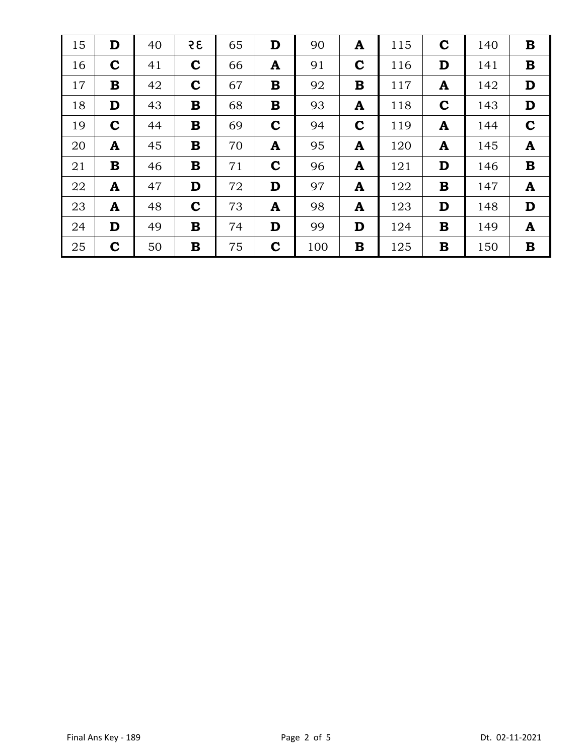| 15 | D | 40 | २६ | 65 | D | 90 | A | 115 | C | 140 | B |
|---|---|---|---|---|---|---|---|---|---|---|---|
| 16 | C | 41 | C | 66 | A | 91 | C | 116 | D | 141 | B |
| 17 | B | 42 | C | 67 | B | 92 | B | 117 | A | 142 | D |
| 18 | D | 43 | B | 68 | B | 93 | A | 118 | C | 143 | D |
| 19 | C | 44 | B | 69 | C | 94 | C | 119 | A | 144 | C |
| 20 | A | 45 | B | 70 | A | 95 | A | 120 | A | 145 | A |
| 21 | B | 46 | B | 71 | C | 96 | A | 121 | D | 146 | B |
| 22 | A | 47 | D | 72 | D | 97 | A | 122 | B | 147 | A |
| 23 | A | 48 | C | 73 | A | 98 | A | 123 | D | 148 | D |
| 24 | D | 49 | B | 74 | D | 99 | D | 124 | B | 149 | A |
| 25 | C | 50 | B | 75 | C | 100 | B | 125 | B | 150 | B |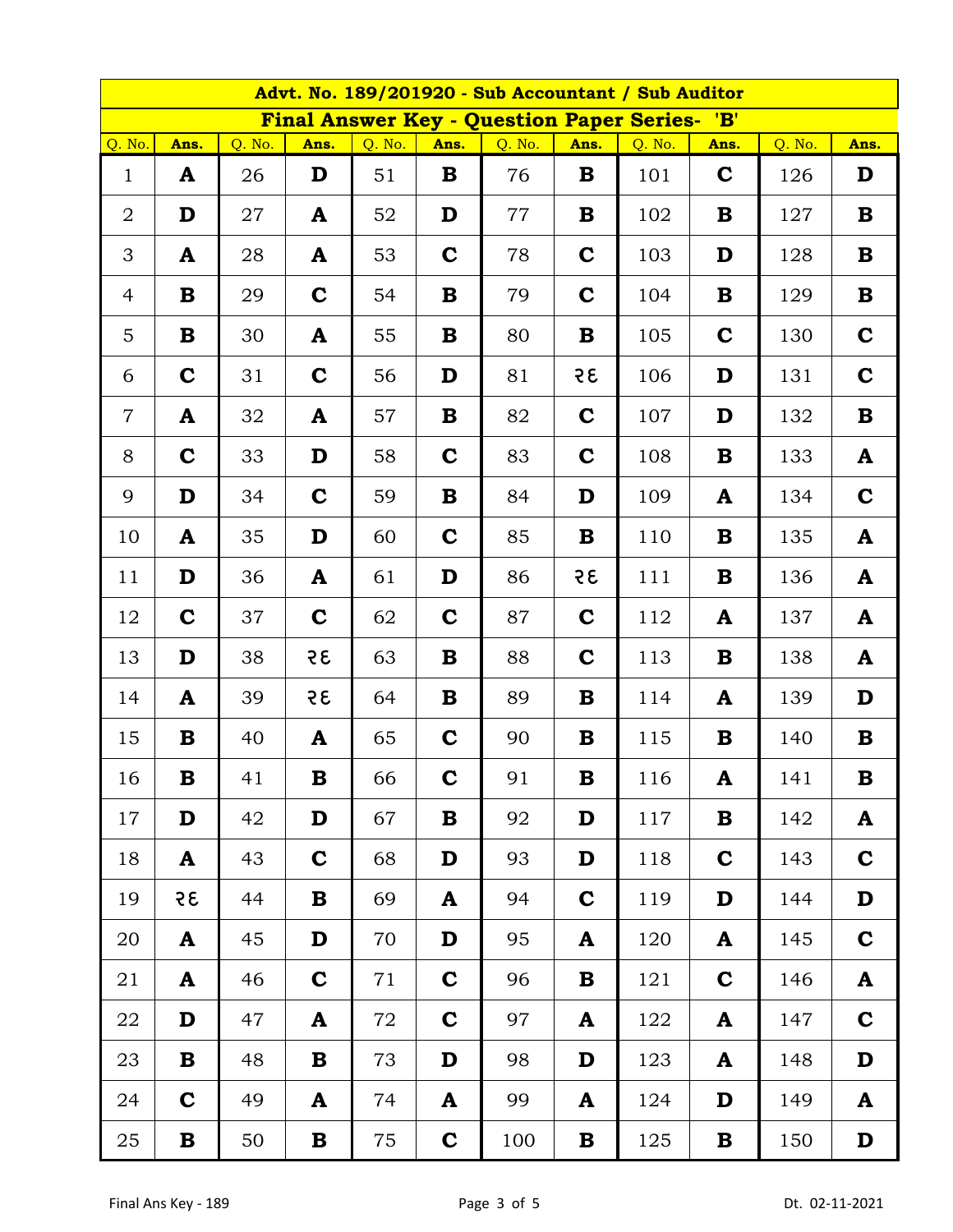## Advt. No. 189/201920 - Sub Accountant / Sub Auditor

### Final Answer Key - Question Paper Series- 'B'

| Q. No. | Ans. | Q. No. | Ans. | Q. No. | Ans. | Q. No. | Ans. | Q. No. | Ans. | Q. No. | Ans. |
|---|---|---|---|---|---|---|---|---|---|---|---|
| 1 | **A** | 26 | **D** | 51 | **B** | 76 | **B** | 101 | **C** | 126 | **D** |
| 2 | **D** | 27 | **A** | 52 | **D** | 77 | **B** | 102 | **B** | 127 | **B** |
| 3 | **A** | 28 | **A** | 53 | **C** | 78 | **C** | 103 | **D** | 128 | **B** |
| 4 | **B** | 29 | **C** | 54 | **B** | 79 | **C** | 104 | **B** | 129 | **B** |
| 5 | **B** | 30 | **A** | 55 | **B** | 80 | **B** | 105 | **C** | 130 | **C** |
| 6 | **C** | 31 | **C** | 56 | **D** | 81 | રદ | 106 | **D** | 131 | **C** |
| 7 | **A** | 32 | **A** | 57 | **B** | 82 | **C** | 107 | **D** | 132 | **B** |
| 8 | **C** | 33 | **D** | 58 | **C** | 83 | **C** | 108 | **B** | 133 | **A** |
| 9 | **D** | 34 | **C** | 59 | **B** | 84 | **D** | 109 | **A** | 134 | **C** |
| 10 | **A** | 35 | **D** | 60 | **C** | 85 | **B** | 110 | **B** | 135 | **A** |
| 11 | **D** | 36 | **A** | 61 | **D** | 86 | રદ | 111 | **B** | 136 | **A** |
| 12 | **C** | 37 | **C** | 62 | **C** | 87 | **C** | 112 | **A** | 137 | **A** |
| 13 | **D** | 38 | રદ | 63 | **B** | 88 | **C** | 113 | **B** | 138 | **A** |
| 14 | **A** | 39 | રદ | 64 | **B** | 89 | **B** | 114 | **A** | 139 | **D** |
| 15 | **B** | 40 | **A** | 65 | **C** | 90 | **B** | 115 | **B** | 140 | **B** |
| 16 | **B** | 41 | **B** | 66 | **C** | 91 | **B** | 116 | **A** | 141 | **B** |
| 17 | **D** | 42 | **D** | 67 | **B** | 92 | **D** | 117 | **B** | 142 | **A** |
| 18 | **A** | 43 | **C** | 68 | **D** | 93 | **D** | 118 | **C** | 143 | **C** |
| 19 | રદ | 44 | **B** | 69 | **A** | 94 | **C** | 119 | **D** | 144 | **D** |
| 20 | **A** | 45 | **D** | 70 | **D** | 95 | **A** | 120 | **A** | 145 | **C** |
| 21 | **A** | 46 | **C** | 71 | **C** | 96 | **B** | 121 | **C** | 146 | **A** |
| 22 | **D** | 47 | **A** | 72 | **C** | 97 | **A** | 122 | **A** | 147 | **C** |
| 23 | **B** | 48 | **B** | 73 | **D** | 98 | **D** | 123 | **A** | 148 | **D** |
| 24 | **C** | 49 | **A** | 74 | **A** | 99 | **A** | 124 | **D** | 149 | **A** |
| 25 | **B** | 50 | **B** | 75 | **C** | 100 | **B** | 125 | **B** | 150 | **D** |

Final Ans Key - 189 Dt. 02-11-2021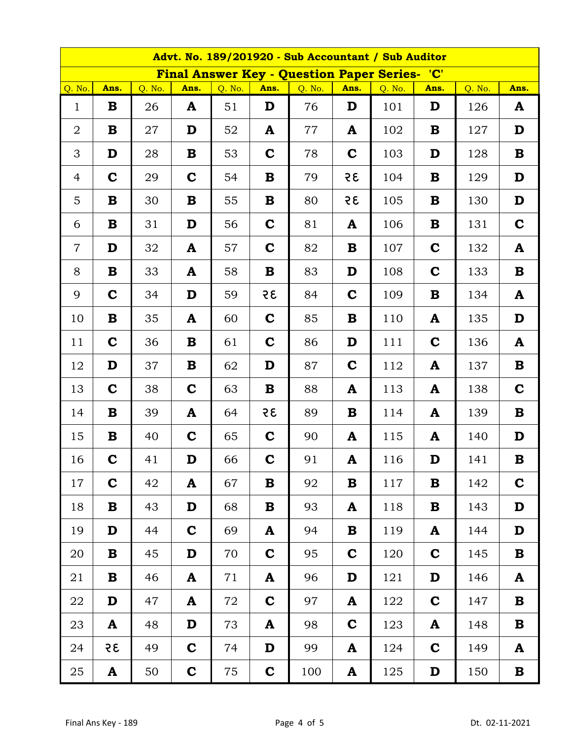| Advt. No. 189/201920 - Sub Accountant / Sub Auditor | | | | | | | | | | | |
|---|---|---|---|---|---|---|---|---|---|---|---|
| **Final Answer Key - Question Paper Series- 'C'** | | | | | | | | | | | |
| Q. No. | Ans. | Q. No. | Ans. | Q. No. | Ans. | Q. No. | Ans. | Q. No. | Ans. | Q. No. | Ans. |
| 1 | **B** | 26 | **A** | 51 | **D** | 76 | **D** | 101 | **D** | 126 | **A** |
| 2 | **B** | 27 | **D** | 52 | **A** | 77 | **A** | 102 | **B** | 127 | **D** |
| 3 | **D** | 28 | **B** | 53 | **C** | 78 | **C** | 103 | **D** | 128 | **B** |
| 4 | **C** | 29 | **C** | 54 | **B** | 79 | **રદ** | 104 | **B** | 129 | **D** |
| 5 | **B** | 30 | **B** | 55 | **B** | 80 | **રદ** | 105 | **B** | 130 | **D** |
| 6 | **B** | 31 | **D** | 56 | **C** | 81 | **A** | 106 | **B** | 131 | **C** |
| 7 | **D** | 32 | **A** | 57 | **C** | 82 | **B** | 107 | **C** | 132 | **A** |
| 8 | **B** | 33 | **A** | 58 | **B** | 83 | **D** | 108 | **C** | 133 | **B** |
| 9 | **C** | 34 | **D** | 59 | **રદ** | 84 | **C** | 109 | **B** | 134 | **A** |
| 10 | **B** | 35 | **A** | 60 | **C** | 85 | **B** | 110 | **A** | 135 | **D** |
| 11 | **C** | 36 | **B** | 61 | **C** | 86 | **D** | 111 | **C** | 136 | **A** |
| 12 | **D** | 37 | **B** | 62 | **D** | 87 | **C** | 112 | **A** | 137 | **B** |
| 13 | **C** | 38 | **C** | 63 | **B** | 88 | **A** | 113 | **A** | 138 | **C** |
| 14 | **B** | 39 | **A** | 64 | **રદ** | 89 | **B** | 114 | **A** | 139 | **B** |
| 15 | **B** | 40 | **C** | 65 | **C** | 90 | **A** | 115 | **A** | 140 | **D** |
| 16 | **C** | 41 | **D** | 66 | **C** | 91 | **A** | 116 | **D** | 141 | **B** |
| 17 | **C** | 42 | **A** | 67 | **B** | 92 | **B** | 117 | **B** | 142 | **C** |
| 18 | **B** | 43 | **D** | 68 | **B** | 93 | **A** | 118 | **B** | 143 | **D** |
| 19 | **D** | 44 | **C** | 69 | **A** | 94 | **B** | 119 | **A** | 144 | **D** |
| 20 | **B** | 45 | **D** | 70 | **C** | 95 | **C** | 120 | **C** | 145 | **B** |
| 21 | **B** | 46 | **A** | 71 | **A** | 96 | **D** | 121 | **D** | 146 | **A** |
| 22 | **D** | 47 | **A** | 72 | **C** | 97 | **A** | 122 | **C** | 147 | **B** |
| 23 | **A** | 48 | **D** | 73 | **A** | 98 | **C** | 123 | **A** | 148 | **B** |
| 24 | **રદ** | 49 | **C** | 74 | **D** | 99 | **A** | 124 | **C** | 149 | **A** |
| 25 | **A** | 50 | **C** | 75 | **C** | 100 | **A** | 125 | **D** | 150 | **B** |

Final Ans Key - 189 Dt. 02-11-2021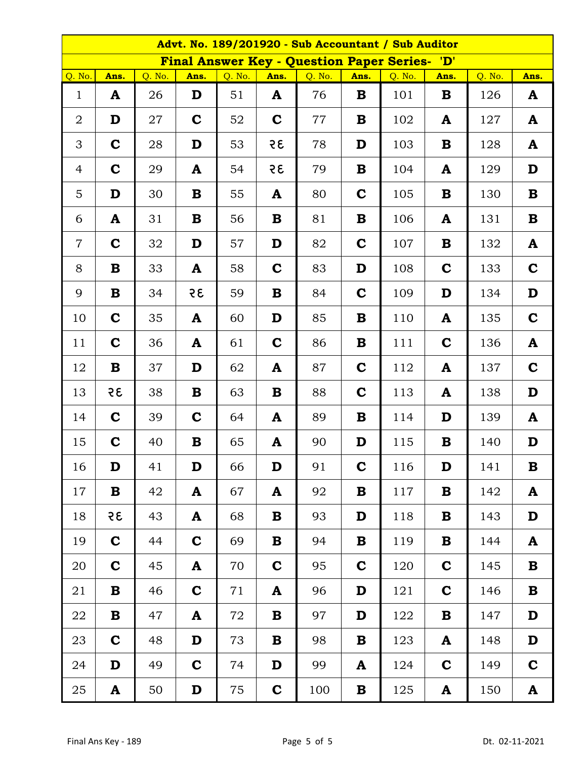# Advt. No. 189/201920 - Sub Accountant / Sub Auditor

## Final Answer Key - Question Paper Series- 'D'

| Q. No. | Ans. | Q. No. | Ans. | Q. No. | Ans. | Q. No. | Ans. | Q. No. | Ans. | Q. No. | Ans. |
|---|---|---|---|---|---|---|---|---|---|---|---|
| 1 | A | 26 | D | 51 | A | 76 | B | 101 | B | 126 | A |
| 2 | D | 27 | C | 52 | C | 77 | B | 102 | A | 127 | A |
| 3 | C | 28 | D | 53 | રદ | 78 | D | 103 | B | 128 | A |
| 4 | C | 29 | A | 54 | રદ | 79 | B | 104 | A | 129 | D |
| 5 | D | 30 | B | 55 | A | 80 | C | 105 | B | 130 | B |
| 6 | A | 31 | B | 56 | B | 81 | B | 106 | A | 131 | B |
| 7 | C | 32 | D | 57 | D | 82 | C | 107 | B | 132 | A |
| 8 | B | 33 | A | 58 | C | 83 | D | 108 | C | 133 | C |
| 9 | B | 34 | રદ | 59 | B | 84 | C | 109 | D | 134 | D |
| 10 | C | 35 | A | 60 | D | 85 | B | 110 | A | 135 | C |
| 11 | C | 36 | A | 61 | C | 86 | B | 111 | C | 136 | A |
| 12 | B | 37 | D | 62 | A | 87 | C | 112 | A | 137 | C |
| 13 | રદ | 38 | B | 63 | B | 88 | C | 113 | A | 138 | D |
| 14 | C | 39 | C | 64 | A | 89 | B | 114 | D | 139 | A |
| 15 | C | 40 | B | 65 | A | 90 | D | 115 | B | 140 | D |
| 16 | D | 41 | D | 66 | D | 91 | C | 116 | D | 141 | B |
| 17 | B | 42 | A | 67 | A | 92 | B | 117 | B | 142 | A |
| 18 | રદ | 43 | A | 68 | B | 93 | D | 118 | B | 143 | D |
| 19 | C | 44 | C | 69 | B | 94 | B | 119 | B | 144 | A |
| 20 | C | 45 | A | 70 | C | 95 | C | 120 | C | 145 | B |
| 21 | B | 46 | C | 71 | A | 96 | D | 121 | C | 146 | B |
| 22 | B | 47 | A | 72 | B | 97 | D | 122 | B | 147 | D |
| 23 | C | 48 | D | 73 | B | 98 | B | 123 | A | 148 | D |
| 24 | D | 49 | C | 74 | D | 99 | A | 124 | C | 149 | C |
| 25 | A | 50 | D | 75 | C | 100 | B | 125 | A | 150 | A |

Final Ans Key - 189 Dt. 02-11-2021